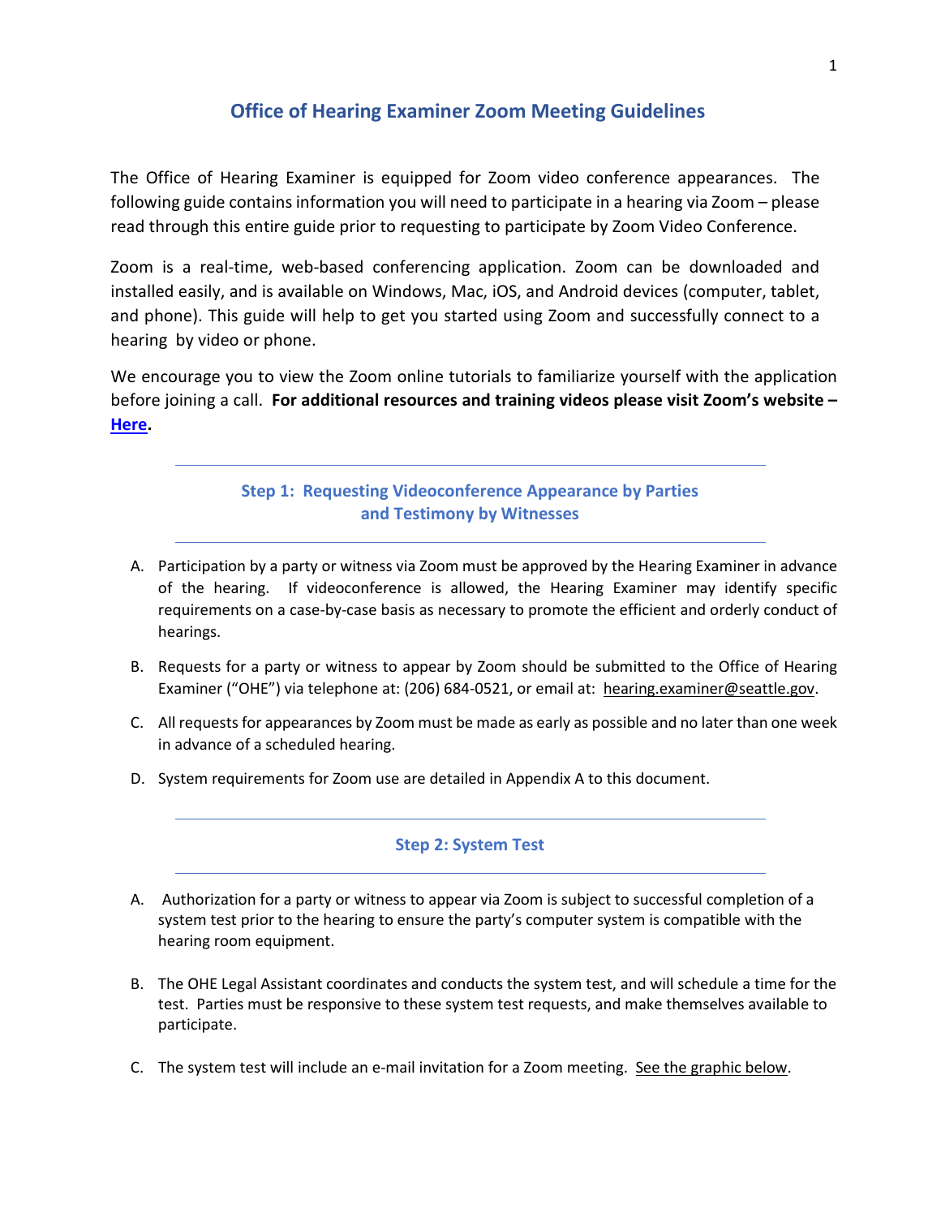# Office of Hearing Examiner Zoom Meeting Guidelines

The Office of Hearing Examiner is equipped for Zoom video conference appearances. The following guide contains information you will need to participate in a hearing via Zoom – please read through this entire guide prior to requesting to participate by Zoom Video Conference.

Zoom is a real-time, web-based conferencing application. Zoom can be downloaded and installed easily, and is available on Windows, Mac, iOS, and Android devices (computer, tablet, and phone). This guide will help to get you started using Zoom and successfully connect to a hearing by video or phone.

We encourage you to view the Zoom online tutorials to familiarize yourself with the application before joining a call. **For additional resources and training videos please visit Zoom's website – Here.**

## Step 1: Requesting Videoconference Appearance by Parties and Testimony by Witnesses

A. Participation by a party or witness via Zoom must be approved by the Hearing Examiner in advance of the hearing. If videoconference is allowed, the Hearing Examiner may identify specific requirements on a case-by-case basis as necessary to promote the efficient and orderly conduct of hearings.

B. Requests for a party or witness to appear by Zoom should be submitted to the Office of Hearing Examiner ("OHE") via telephone at: (206) 684-0521, or email at: hearing.examiner@seattle.gov.

C. All requests for appearances by Zoom must be made as early as possible and no later than one week in advance of a scheduled hearing.

D. System requirements for Zoom use are detailed in Appendix A to this document.

## Step 2: System Test

A. Authorization for a party or witness to appear via Zoom is subject to successful completion of a system test prior to the hearing to ensure the party's computer system is compatible with the hearing room equipment.

B. The OHE Legal Assistant coordinates and conducts the system test, and will schedule a time for the test. Parties must be responsive to these system test requests, and make themselves available to participate.

C. The system test will include an e-mail invitation for a Zoom meeting. See the graphic below.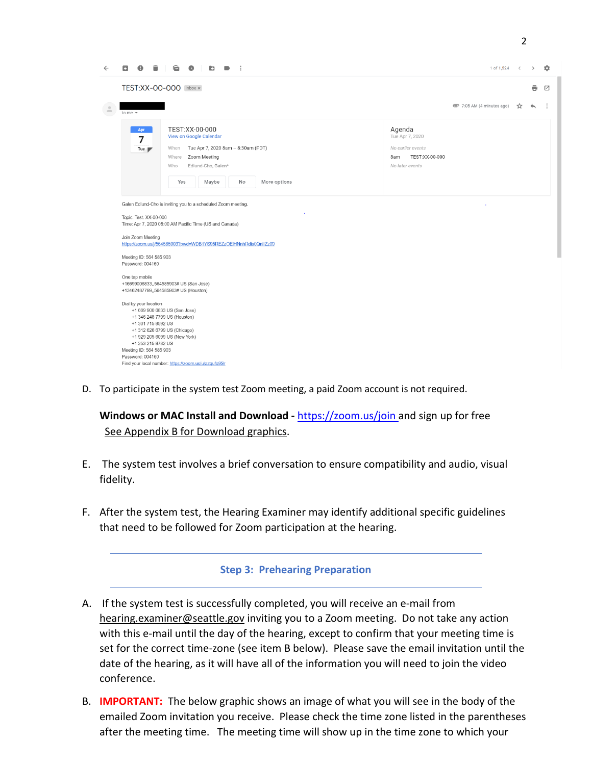TEST:XX-00-000 Inbox ×

to me

7:05 AM (4 minutes ago)

Apr 7 Tue

TEST:XX-00-000
View on Google Calendar

When Tue Apr 7, 2020 8am – 8:30am (PDT)
Where Zoom Meeting
Who Edlund-Cho, Galen*

Yes | Maybe | No | More options

Agenda
Tue Apr 7, 2020
No earlier events
8am TEST:XX-00-000
No later events

Galen Edlund-Cho is inviting you to a scheduled Zoom meeting.

Topic: Test: XX-00-000
Time: Apr 7, 2020 08:00 AM Pacific Time (US and Canada)

Join Zoom Meeting
https://zoom.us/j/564585903?pwd=WDB1YS95REZzOEIHNmhRdis0OnlIZz09

Meeting ID: 564 585 903
Password: 004160

One tap mobile
+16699006833,,564585903# US (San Jose)
+13462487799,,564585903# US (Houston)

Dial by your location
+1 669 900 6833 US (San Jose)
+1 346 248 7799 US (Houston)
+1 301 715 8592 US
+1 312 626 6799 US (Chicago)
+1 929 205 6099 US (New York)
+1 253 215 8782 US
Meeting ID: 564 585 903
Password: 004160
Find your local number: https://zoom.us/u/azqufq9Sr

D. To participate in the system test Zoom meeting, a paid Zoom account is not required.

**Windows or MAC Install and Download -** https://zoom.us/join and sign up for free
See Appendix B for Download graphics.

E. The system test involves a brief conversation to ensure compatibility and audio, visual fidelity.

F. After the system test, the Hearing Examiner may identify additional specific guidelines that need to be followed for Zoom participation at the hearing.

## Step 3: Prehearing Preparation

A. If the system test is successfully completed, you will receive an e-mail from hearing.examiner@seattle.gov inviting you to a Zoom meeting. Do not take any action with this e-mail until the day of the hearing, except to confirm that your meeting time is set for the correct time-zone (see item B below). Please save the email invitation until the date of the hearing, as it will have all of the information you will need to join the video conference.

B. **IMPORTANT:** The below graphic shows an image of what you will see in the body of the emailed Zoom invitation you receive. Please check the time zone listed in the parentheses after the meeting time. The meeting time will show up in the time zone to which your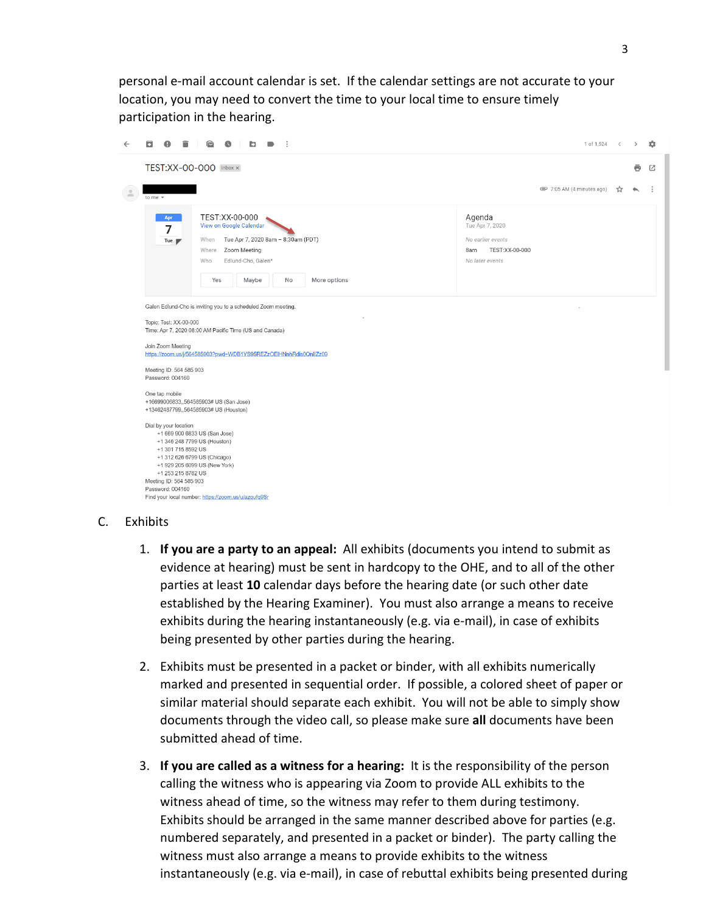personal e-mail account calendar is set. If the calendar settings are not accurate to your location, you may need to convert the time to your local time to ensure timely participation in the hearing.

TEST:XX-00-000 Inbox

to me

7:05 AM (4 minutes ago)

Apr 7 Tue

TEST:XX-00-000
View on Google Calendar

When Tue Apr 7, 2020 8am – 8:30am (PDT)
Where Zoom Meeting
Who Edlund-Cho, Galen*

Yes Maybe No More options

Agenda
Tue Apr 7, 2020
No earlier events
8am TEST:XX-00-000
No later events

Galen Edlund-Cho is inviting you to a scheduled Zoom meeting.

Topic: Test: XX-00-000
Time: Apr 7, 2020 08:00 AM Pacific Time (US and Canada)

Join Zoom Meeting
https://zoom.us/j/564585903?pwd=WDB1YS95REZzOElHNnhRdis0OnlIZz09

Meeting ID: 564 585 903
Password: 004160

One tap mobile
+16699006833,,564585903# US (San Jose)
+13462487799,,564585903# US (Houston)

Dial by your location
+1 669 900 6833 US (San Jose)
+1 346 248 7799 US (Houston)
+1 301 715 8592 US
+1 312 626 6799 US (Chicago)
+1 929 205 6099 US (New York)
+1 253 215 8782 US
Meeting ID: 564 585 903
Password: 004160
Find your local number: https://zoom.us/u/azqufq9Sr

C. Exhibits

1. **If you are a party to an appeal:** All exhibits (documents you intend to submit as evidence at hearing) must be sent in hardcopy to the OHE, and to all of the other parties at least **10** calendar days before the hearing date (or such other date established by the Hearing Examiner). You must also arrange a means to receive exhibits during the hearing instantaneously (e.g. via e-mail), in case of exhibits being presented by other parties during the hearing.

2. Exhibits must be presented in a packet or binder, with all exhibits numerically marked and presented in sequential order. If possible, a colored sheet of paper or similar material should separate each exhibit. You will not be able to simply show documents through the video call, so please make sure **all** documents have been submitted ahead of time.

3. **If you are called as a witness for a hearing:** It is the responsibility of the person calling the witness who is appearing via Zoom to provide ALL exhibits to the witness ahead of time, so the witness may refer to them during testimony. Exhibits should be arranged in the same manner described above for parties (e.g. numbered separately, and presented in a packet or binder). The party calling the witness must also arrange a means to provide exhibits to the witness instantaneously (e.g. via e-mail), in case of rebuttal exhibits being presented during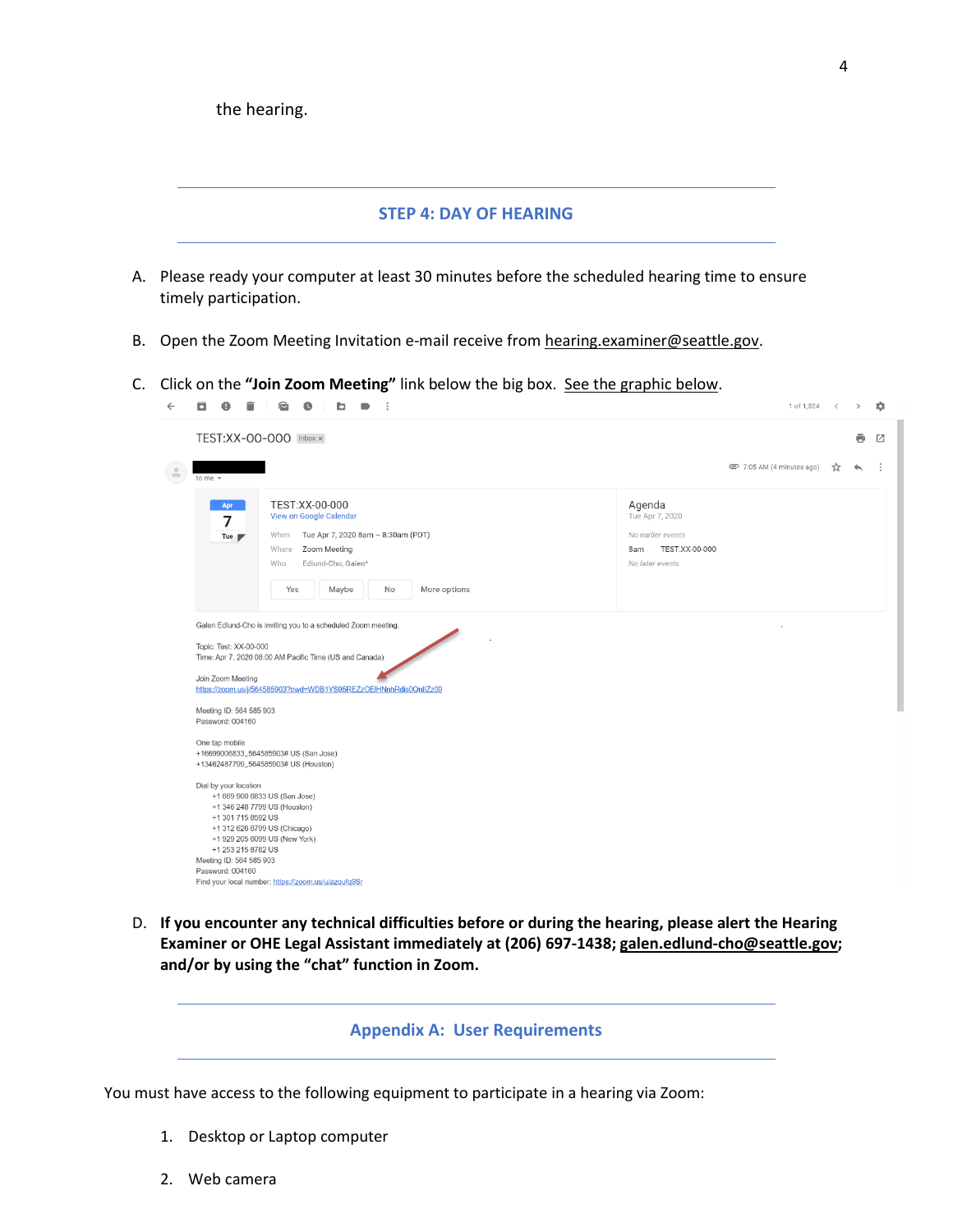the hearing.

## STEP 4: DAY OF HEARING

A. Please ready your computer at least 30 minutes before the scheduled hearing time to ensure timely participation.

B. Open the Zoom Meeting Invitation e-mail receive from hearing.examiner@seattle.gov.

C. Click on the **"Join Zoom Meeting"** link below the big box. See the graphic below.

D. **If you encounter any technical difficulties before or during the hearing, please alert the Hearing Examiner or OHE Legal Assistant immediately at (206) 697-1438; galen.edlund-cho@seattle.gov; and/or by using the "chat" function in Zoom.**

## Appendix A: User Requirements

You must have access to the following equipment to participate in a hearing via Zoom:

1. Desktop or Laptop computer
2. Web camera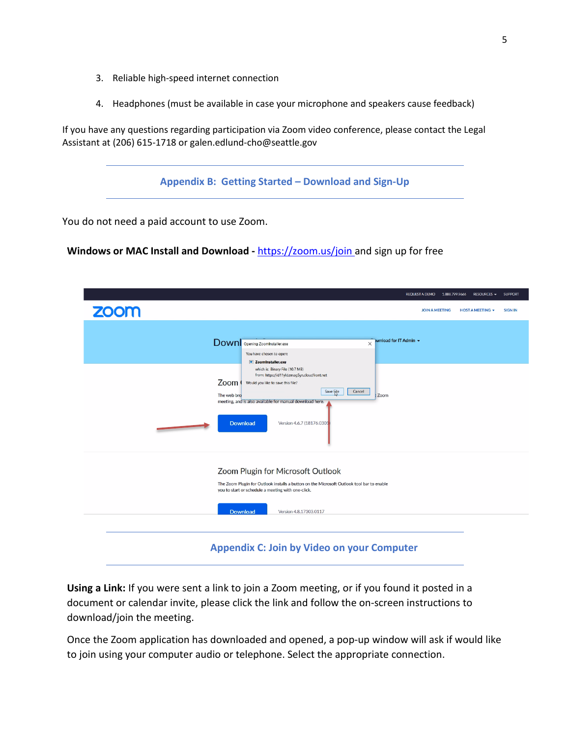3. Reliable high-speed internet connection

4. Headphones (must be available in case your microphone and speakers cause feedback)

If you have any questions regarding participation via Zoom video conference, please contact the Legal Assistant at (206) 615-1718 or galen.edlund-cho@seattle.gov

## Appendix B: Getting Started – Download and Sign-Up

You do not need a paid account to use Zoom.

**Windows or MAC Install and Download -** [https://zoom.us/join](https://zoom.us/join) and sign up for free

## Appendix C: Join by Video on your Computer

**Using a Link:** If you were sent a link to join a Zoom meeting, or if you found it posted in a document or calendar invite, please click the link and follow the on-screen instructions to download/join the meeting.

Once the Zoom application has downloaded and opened, a pop-up window will ask if would like to join using your computer audio or telephone. Select the appropriate connection.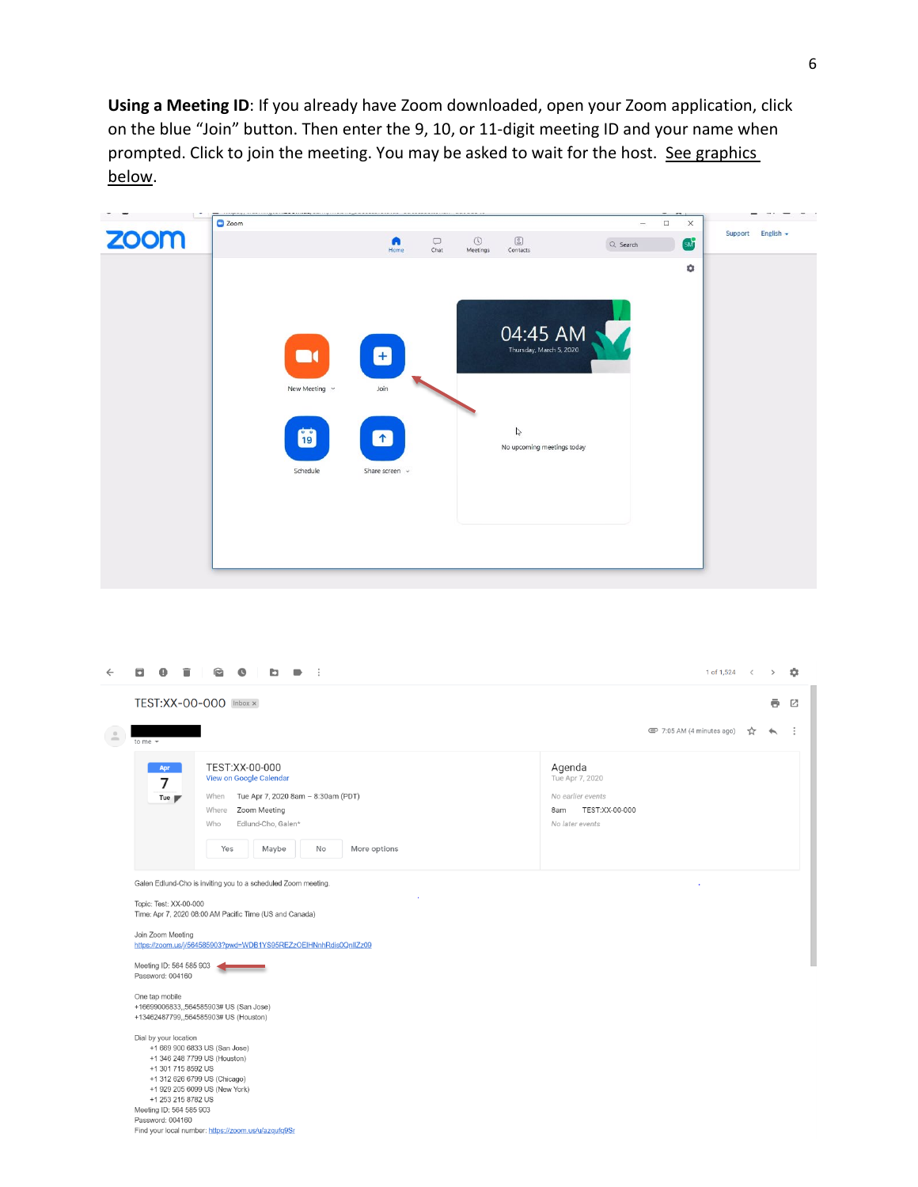**Using a Meeting ID**: If you already have Zoom downloaded, open your Zoom application, click on the blue "Join" button. Then enter the 9, 10, or 11-digit meeting ID and your name when prompted. Click to join the meeting. You may be asked to wait for the host. See graphics below.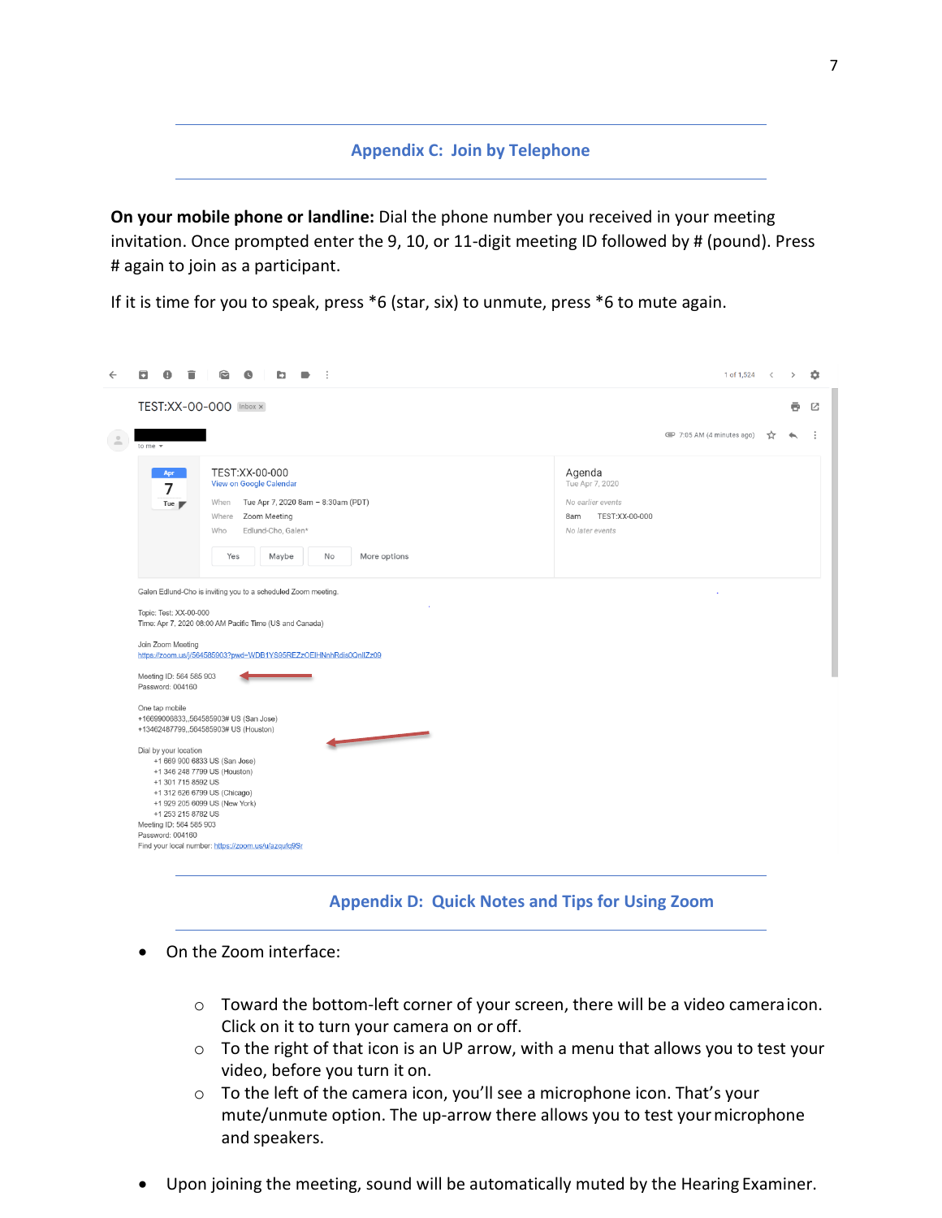## Appendix C: Join by Telephone

**On your mobile phone or landline:** Dial the phone number you received in your meeting invitation. Once prompted enter the 9, 10, or 11-digit meeting ID followed by # (pound). Press # again to join as a participant.

If it is time for you to speak, press *6 (star, six) to unmute, press *6 to mute again.

TEST:XX-00-000 Inbox ×

to me

7:05 AM (4 minutes ago)

Apr 7 Tue

TEST:XX-00-000
View on Google Calendar

When Tue Apr 7, 2020 8am – 8:30am (PDT)
Where Zoom Meeting
Who Edlund-Cho, Galen*

Yes Maybe No More options

Agenda
Tue Apr 7, 2020
No earlier events
8am TEST:XX-00-000
No later events

Galen Edlund-Cho is inviting you to a scheduled Zoom meeting.

Topic: Test: XX-00-000
Time: Apr 7, 2020 08:00 AM Pacific Time (US and Canada)

Join Zoom Meeting
https://zoom.us/j/564585903?pwd=WDB1YS95REZzOElHNnhRdis0OnlIZz09

Meeting ID: 564 585 903
Password: 004160

One tap mobile
+16699006833,,564585903# US (San Jose)
+13462487799,,564585903# US (Houston)

Dial by your location
+1 669 900 6833 US (San Jose)
+1 346 248 7799 US (Houston)
+1 301 715 8592 US
+1 312 626 6799 US (Chicago)
+1 929 205 6099 US (New York)
+1 253 215 8782 US
Meeting ID: 564 585 903
Password: 004160
Find your local number: https://zoom.us/u/azqufq9Sr

## Appendix D: Quick Notes and Tips for Using Zoom

- On the Zoom interface:
  - Toward the bottom-left corner of your screen, there will be a video camera icon. Click on it to turn your camera on or off.
  - To the right of that icon is an UP arrow, with a menu that allows you to test your video, before you turn it on.
  - To the left of the camera icon, you'll see a microphone icon. That's your mute/unmute option. The up-arrow there allows you to test your microphone and speakers.
- Upon joining the meeting, sound will be automatically muted by the Hearing Examiner.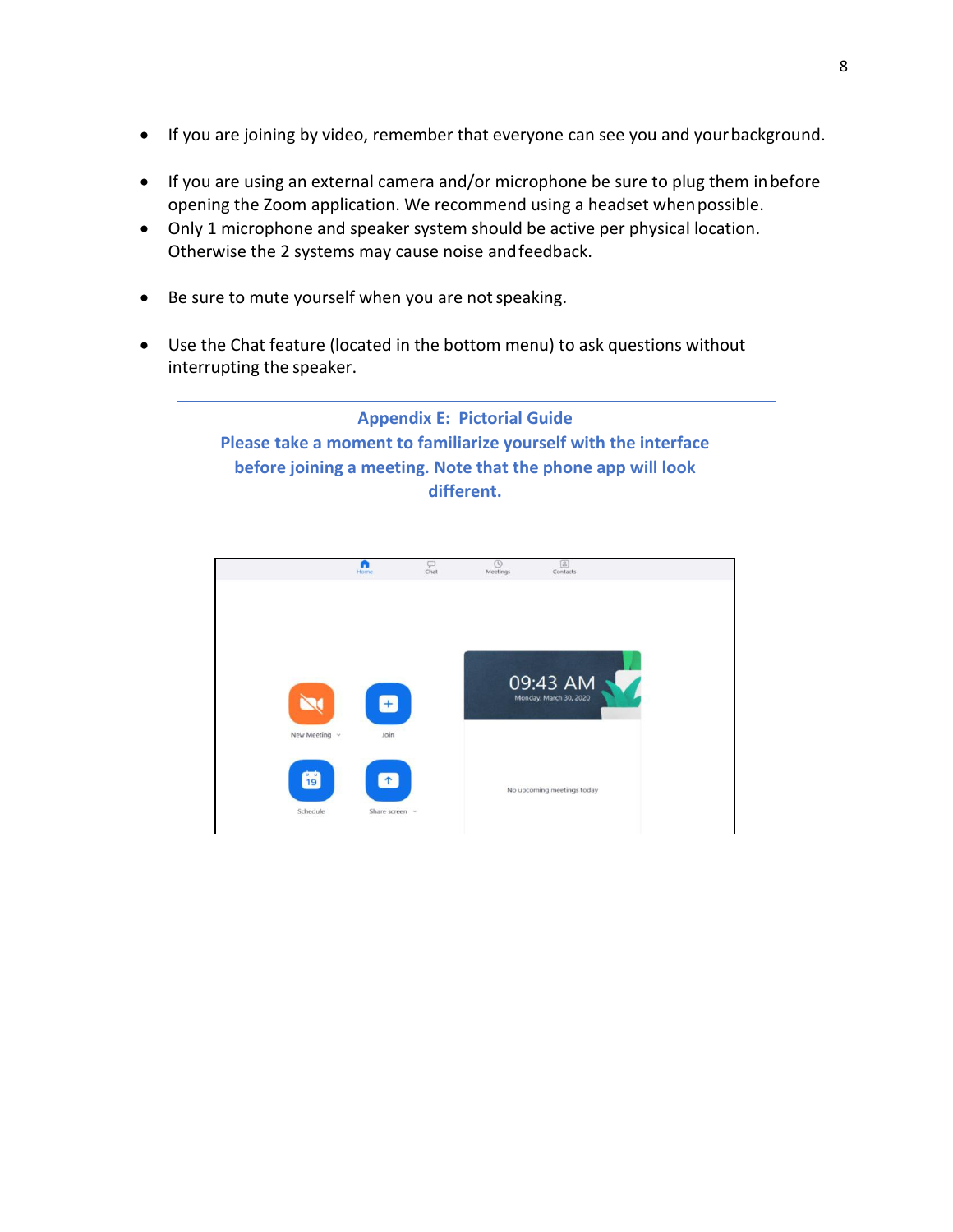- If you are joining by video, remember that everyone can see you and your background.

- If you are using an external camera and/or microphone be sure to plug them in before opening the Zoom application. We recommend using a headset when possible.
- Only 1 microphone and speaker system should be active per physical location. Otherwise the 2 systems may cause noise and feedback.

- Be sure to mute yourself when you are not speaking.

- Use the Chat feature (located in the bottom menu) to ask questions without interrupting the speaker.

---

## Appendix E: Pictorial Guide

**Please take a moment to familiarize yourself with the interface before joining a meeting. Note that the phone app will look different.**

---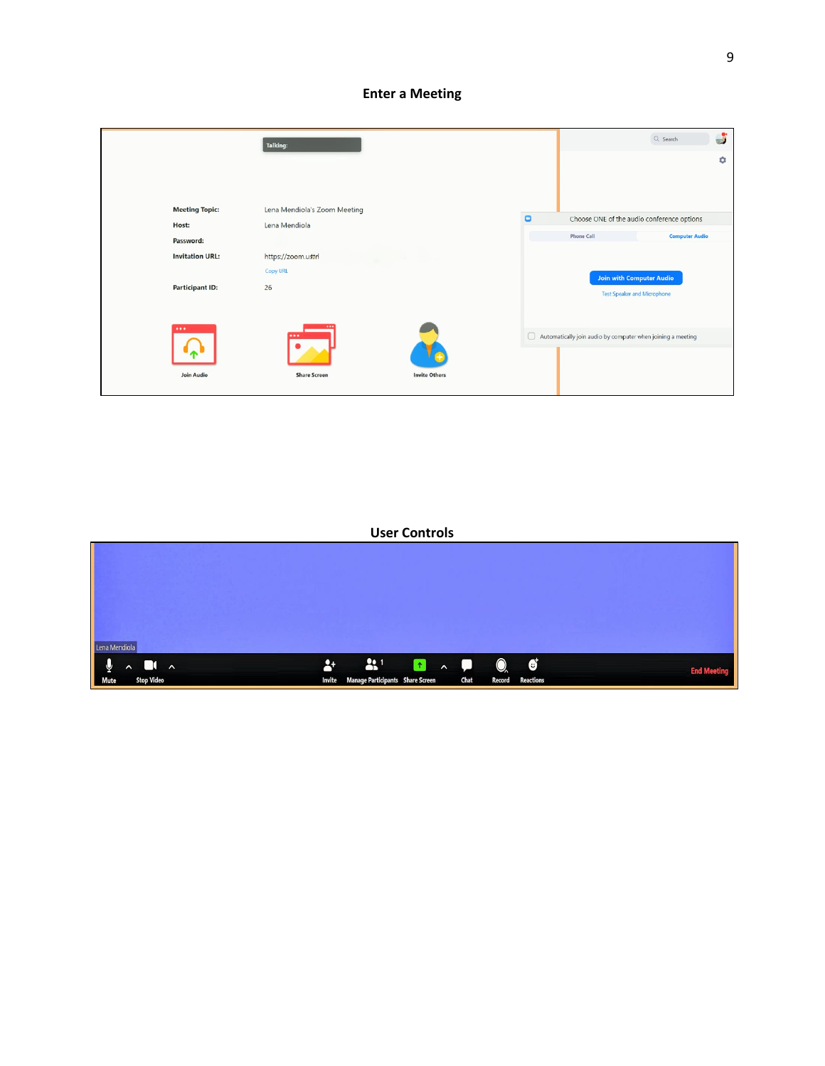## Enter a Meeting

## User Controls